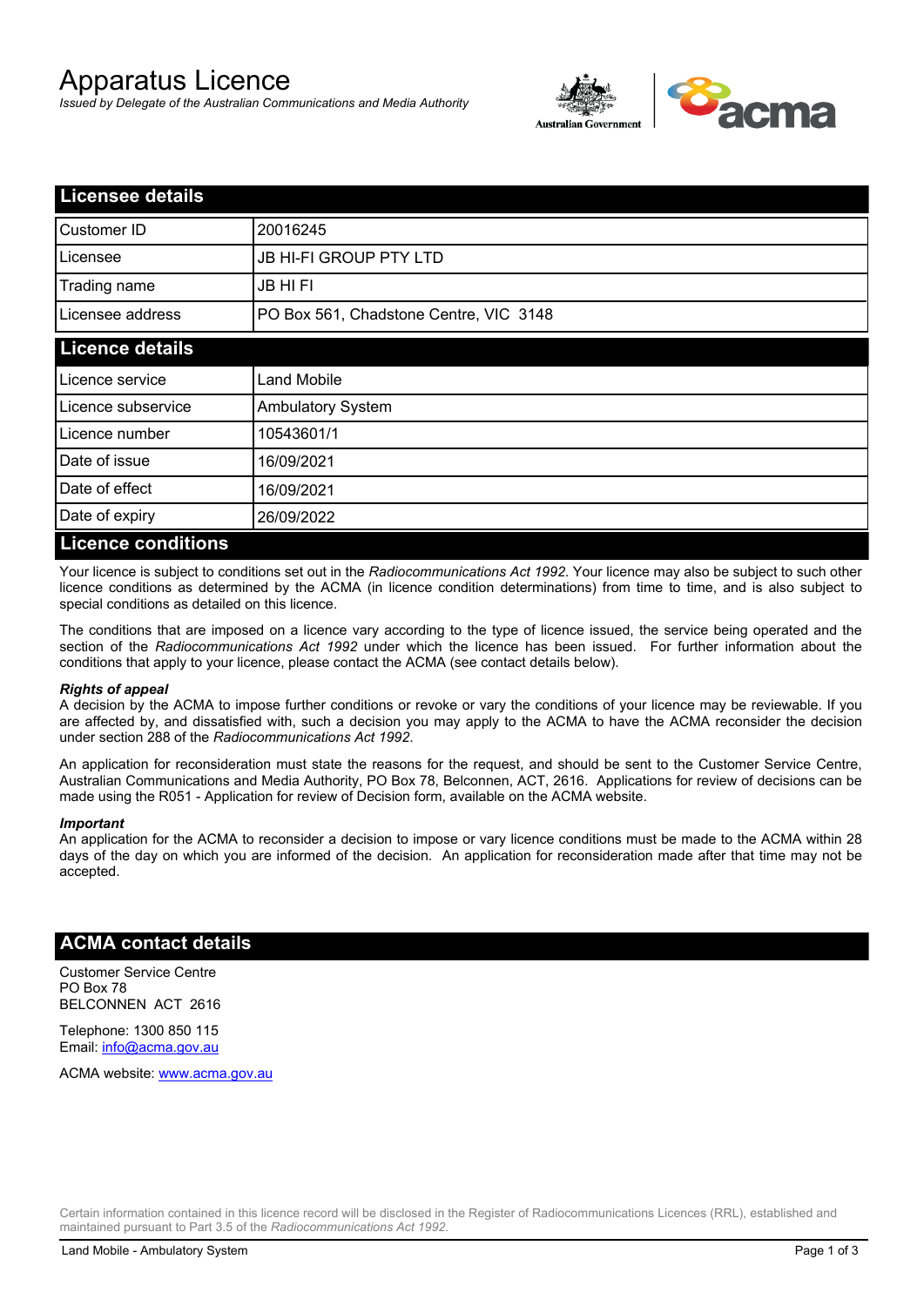# Apparatus Licence

*Issued by Delegate of the Australian Communications and Media Authority*

## Licensee details

| | |
|---|---|
| Customer ID | 20016245 |
| Licensee | JB HI-FI GROUP PTY LTD |
| Trading name | JB HI FI |
| Licensee address | PO Box 561, Chadstone Centre, VIC 3148 |

## Licence details

| | |
|---|---|
| Licence service | Land Mobile |
| Licence subservice | Ambulatory System |
| Licence number | 10543601/1 |
| Date of issue | 16/09/2021 |
| Date of effect | 16/09/2021 |
| Date of expiry | 26/09/2022 |

## Licence conditions

Your licence is subject to conditions set out in the *Radiocommunications Act 1992*. Your licence may also be subject to such other licence conditions as determined by the ACMA (in licence condition determinations) from time to time, and is also subject to special conditions as detailed on this licence.

The conditions that are imposed on a licence vary according to the type of licence issued, the service being operated and the section of the *Radiocommunications Act 1992* under which the licence has been issued. For further information about the conditions that apply to your licence, please contact the ACMA (see contact details below).

#### *Rights of appeal*

A decision by the ACMA to impose further conditions or revoke or vary the conditions of your licence may be reviewable. If you are affected by, and dissatisfied with, such a decision you may apply to the ACMA to have the ACMA reconsider the decision under section 288 of the *Radiocommunications Act 1992*.

An application for reconsideration must state the reasons for the request, and should be sent to the Customer Service Centre, Australian Communications and Media Authority, PO Box 78, Belconnen, ACT, 2616. Applications for review of decisions can be made using the R051 - Application for review of Decision form, available on the ACMA website.

#### *Important*

An application for the ACMA to reconsider a decision to impose or vary licence conditions must be made to the ACMA within 28 days of the day on which you are informed of the decision. An application for reconsideration made after that time may not be accepted.

## ACMA contact details

Customer Service Centre
PO Box 78
BELCONNEN ACT 2616

Telephone: 1300 850 115
Email: info@acma.gov.au

ACMA website: www.acma.gov.au

Certain information contained in this licence record will be disclosed in the Register of Radiocommunications Licences (RRL), established and maintained pursuant to Part 3.5 of the *Radiocommunications Act 1992.*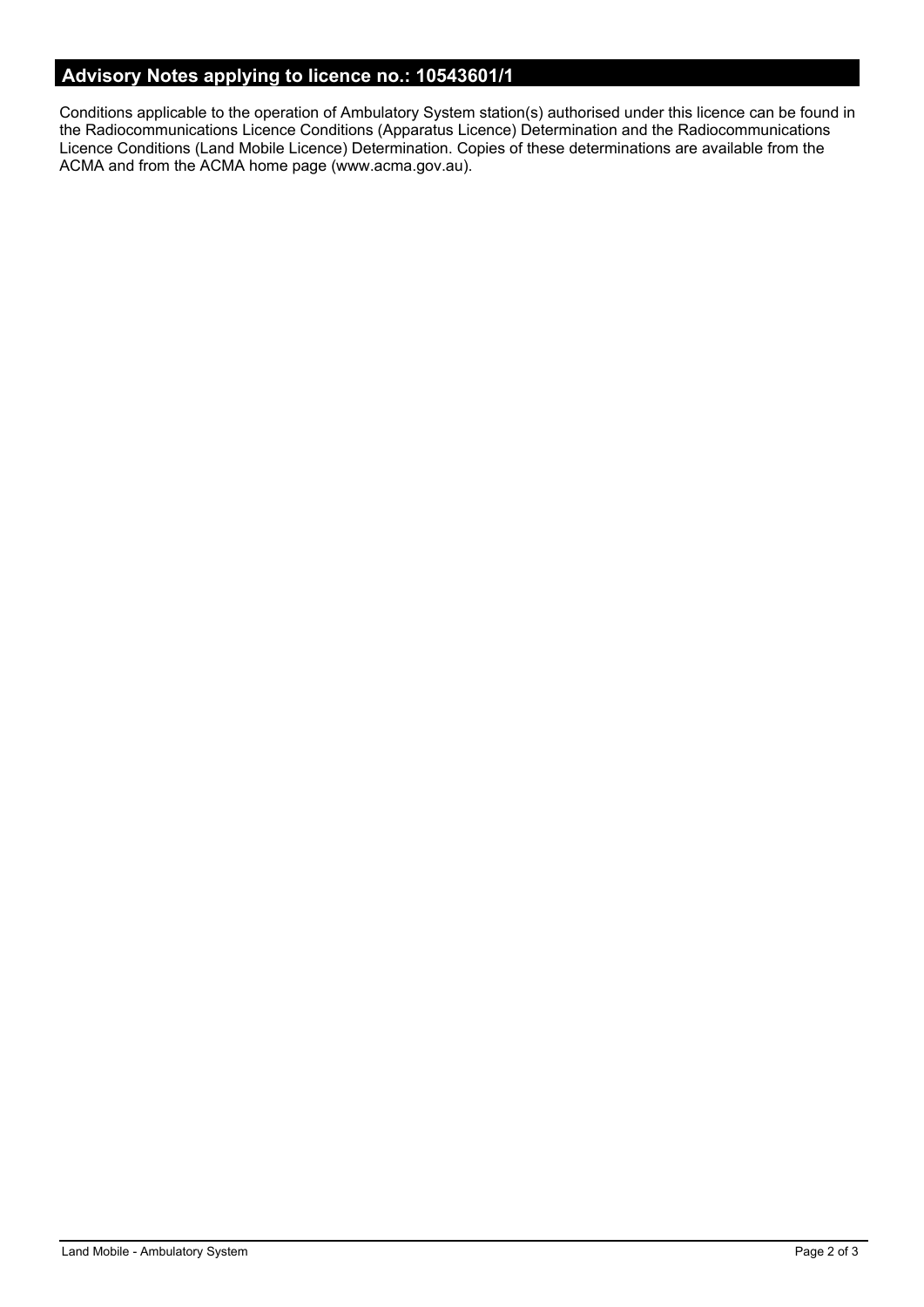## Advisory Notes applying to licence no.: 10543601/1

Conditions applicable to the operation of Ambulatory System station(s) authorised under this licence can be found in the Radiocommunications Licence Conditions (Apparatus Licence) Determination and the Radiocommunications Licence Conditions (Land Mobile Licence) Determination. Copies of these determinations are available from the ACMA and from the ACMA home page (www.acma.gov.au).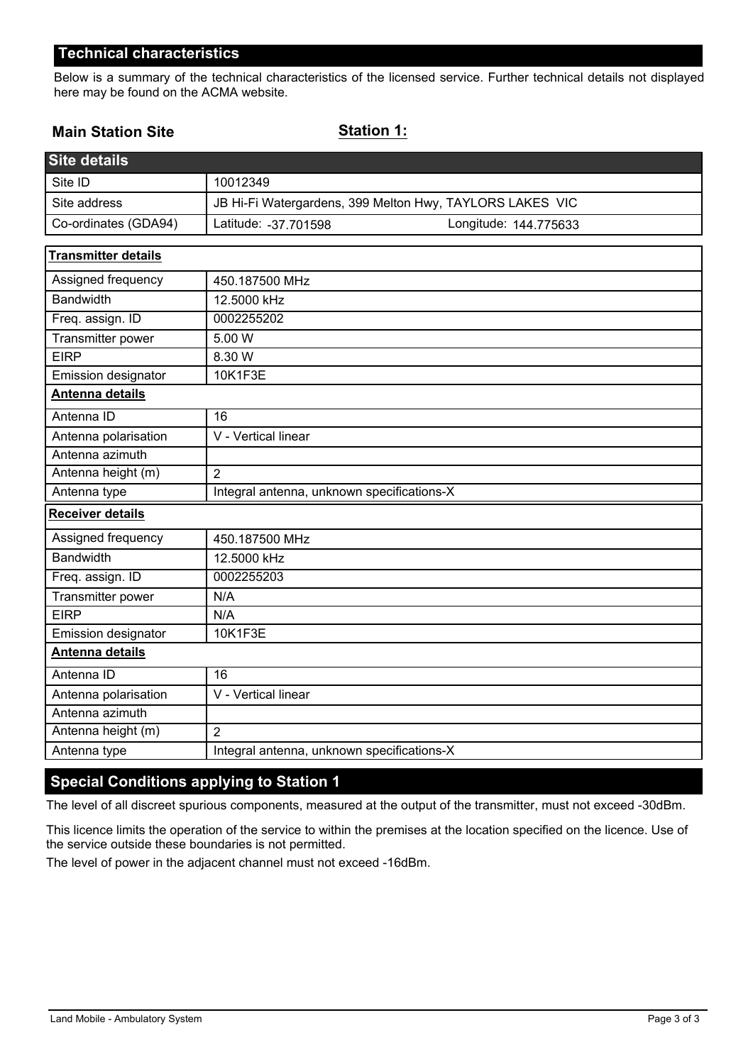## Technical characteristics

Below is a summary of the technical characteristics of the licensed service. Further technical details not displayed here may be found on the ACMA website.

**Main Station Site** **Station 1:**

| Site details | |
|---|---|
| Site ID | 10012349 |
| Site address | JB Hi-Fi Watergardens, 399 Melton Hwy, TAYLORS LAKES VIC |
| Co-ordinates (GDA94) | Latitude: -37.701598 Longitude: 144.775633 |

| **Transmitter details** | |
|---|---|
| Assigned frequency | 450.187500 MHz |
| Bandwidth | 12.5000 kHz |
| Freq. assign. ID | 0002255202 |
| Transmitter power | 5.00 W |
| EIRP | 8.30 W |
| Emission designator | 10K1F3E |
| **Antenna details** | |
| Antenna ID | 16 |
| Antenna polarisation | V - Vertical linear |
| Antenna azimuth | |
| Antenna height (m) | 2 |
| Antenna type | Integral antenna, unknown specifications-X |
| **Receiver details** | |
| Assigned frequency | 450.187500 MHz |
| Bandwidth | 12.5000 kHz |
| Freq. assign. ID | 0002255203 |
| Transmitter power | N/A |
| EIRP | N/A |
| Emission designator | 10K1F3E |
| **Antenna details** | |
| Antenna ID | 16 |
| Antenna polarisation | V - Vertical linear |
| Antenna azimuth | |
| Antenna height (m) | 2 |
| Antenna type | Integral antenna, unknown specifications-X |

## Special Conditions applying to Station 1

The level of all discreet spurious components, measured at the output of the transmitter, must not exceed -30dBm.

This licence limits the operation of the service to within the premises at the location specified on the licence. Use of the service outside these boundaries is not permitted.

The level of power in the adjacent channel must not exceed -16dBm.